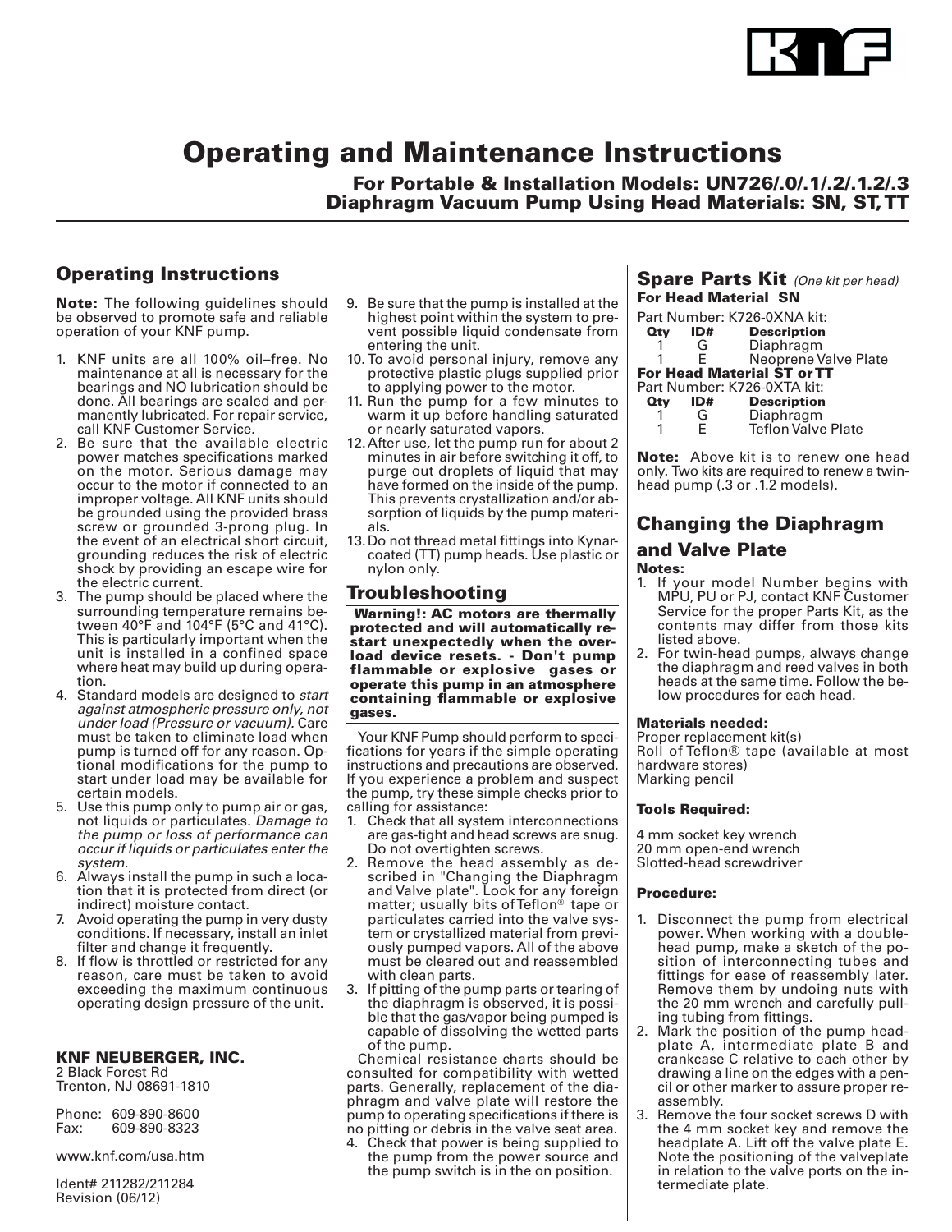// KNF

# Operating and Maintenance Instructions

## For Portable & Installation Models: UN726/.0/.1/.2/.1.2/.3 Diaphragm Vacuum Pump Using Head Materials: SN, ST, TT

## Operating Instructions

**Note:** The following guidelines should be observed to promote safe and reliable operation of your KNF pump.

1. KNF units are all 100% oil–free. No maintenance at all is necessary for the bearings and NO lubrication should be done. All bearings are sealed and permanently lubricated. For repair service, call KNF Customer Service.
2. Be sure that the available electric power matches specifications marked on the motor. Serious damage may occur to the motor if connected to an improper voltage. All KNF units should be grounded using the provided brass screw or grounded 3-prong plug. In the event of an electrical short circuit, grounding reduces the risk of electric shock by providing an escape wire for the electric current.
3. The pump should be placed where the surrounding temperature remains between 40°F and 104°F (5°C and 41°C). This is particularly important when the unit is installed in a confined space where heat may build up during operation.
4. Standard models are designed to *start against atmospheric pressure only, not under load (Pressure or vacuum).* Care must be taken to eliminate load when pump is turned off for any reason. Optional modifications for the pump to start under load may be available for certain models.
5. Use this pump only to pump air or gas, not liquids or particulates. *Damage to the pump or loss of performance can occur if liquids or particulates enter the system.*
6. Always install the pump in such a location that it is protected from direct (or indirect) moisture contact.
7. Avoid operating the pump in very dusty conditions. If necessary, install an inlet filter and change it frequently.
8. If flow is throttled or restricted for any reason, care must be taken to avoid exceeding the maximum continuous operating design pressure of the unit.
9. Be sure that the pump is installed at the highest point within the system to prevent possible liquid condensate from entering the unit.
10. To avoid personal injury, remove any protective plastic plugs supplied prior to applying power to the motor.
11. Run the pump for a few minutes to warm it up before handling saturated or nearly saturated vapors.
12. After use, let the pump run for about 2 minutes in air before switching it off, to purge out droplets of liquid that may have formed on the inside of the pump. This prevents crystallization and/or absorption of liquids by the pump materials.
13. Do not thread metal fittings into Kynar-coated (TT) pump heads. Use plastic or nylon only.

**KNF NEUBERGER, INC.**
2 Black Forest Rd
Trenton, NJ 08691-1810

Phone: 609-890-8600
Fax: 609-890-8323

www.knf.com/usa.htm

Ident# 211282/211284
Revision (06/12)

## Troubleshooting

**Warning!: AC motors are thermally protected and will automatically restart unexpectedly when the overload device resets. - Don't pump flammable or explosive gases or operate this pump in an atmosphere containing flammable or explosive gases.**

Your KNF Pump should perform to specifications for years if the simple operating instructions and precautions are observed. If you experience a problem and suspect the pump, try these simple checks prior to calling for assistance:

1. Check that all system interconnections are gas-tight and head screws are snug. Do not overtighten screws.
2. Remove the head assembly as described in "Changing the Diaphragm and Valve plate". Look for any foreign matter; usually bits of Teflon® tape or particulates carried into the valve system or crystallized material from previously pumped vapors. All of the above must be cleared out and reassembled with clean parts.
3. If pitting of the pump parts or tearing of the diaphragm is observed, it is possible that the gas/vapor being pumped is capable of dissolving the wetted parts of the pump.

Chemical resistance charts should be consulted for compatibility with wetted parts. Generally, replacement of the diaphragm and valve plate will restore the pump to operating specifications if there is no pitting or debris in the valve seat area.

4. Check that power is being supplied to the pump from the power source and the pump switch is in the on position.

## Spare Parts Kit *(One kit per head)*

**For Head Material SN**

Part Number: K726-0XNA kit:

| Qty | ID# | Description |
|---|---|---|
| 1 | G | Diaphragm |
| 1 | E | Neoprene Valve Plate |

**For Head Material ST or TT**

Part Number: K726-0XTA kit:

| Qty | ID# | Description |
|---|---|---|
| 1 | G | Diaphragm |
| 1 | E | Teflon Valve Plate |

**Note:** Above kit is to renew one head only. Two kits are required to renew a twin-head pump (.3 or .1.2 models).

## Changing the Diaphragm and Valve Plate

**Notes:**

1. If your model Number begins with MPU, PU or PJ, contact KNF Customer Service for the proper Parts Kit, as the contents may differ from those kits listed above.
2. For twin-head pumps, always change the diaphragm and reed valves in both heads at the same time. Follow the below procedures for each head.

**Materials needed:**

Proper replacement kit(s)
Roll of Teflon® tape (available at most hardware stores)
Marking pencil

**Tools Required:**

4 mm socket key wrench
20 mm open-end wrench
Slotted-head screwdriver

**Procedure:**

1. Disconnect the pump from electrical power. When working with a double-head pump, make a sketch of the position of interconnecting tubes and fittings for ease of reassembly later. Remove them by undoing nuts with the 20 mm wrench and carefully pulling tubing from fittings.
2. Mark the position of the pump headplate A, intermediate plate B and crankcase C relative to each other by drawing a line on the edges with a pencil or other marker to assure proper reassembly.
3. Remove the four socket screws D with the 4 mm socket key and remove the headplate A. Lift off the valve plate E. Note the positioning of the valveplate in relation to the valve ports on the intermediate plate.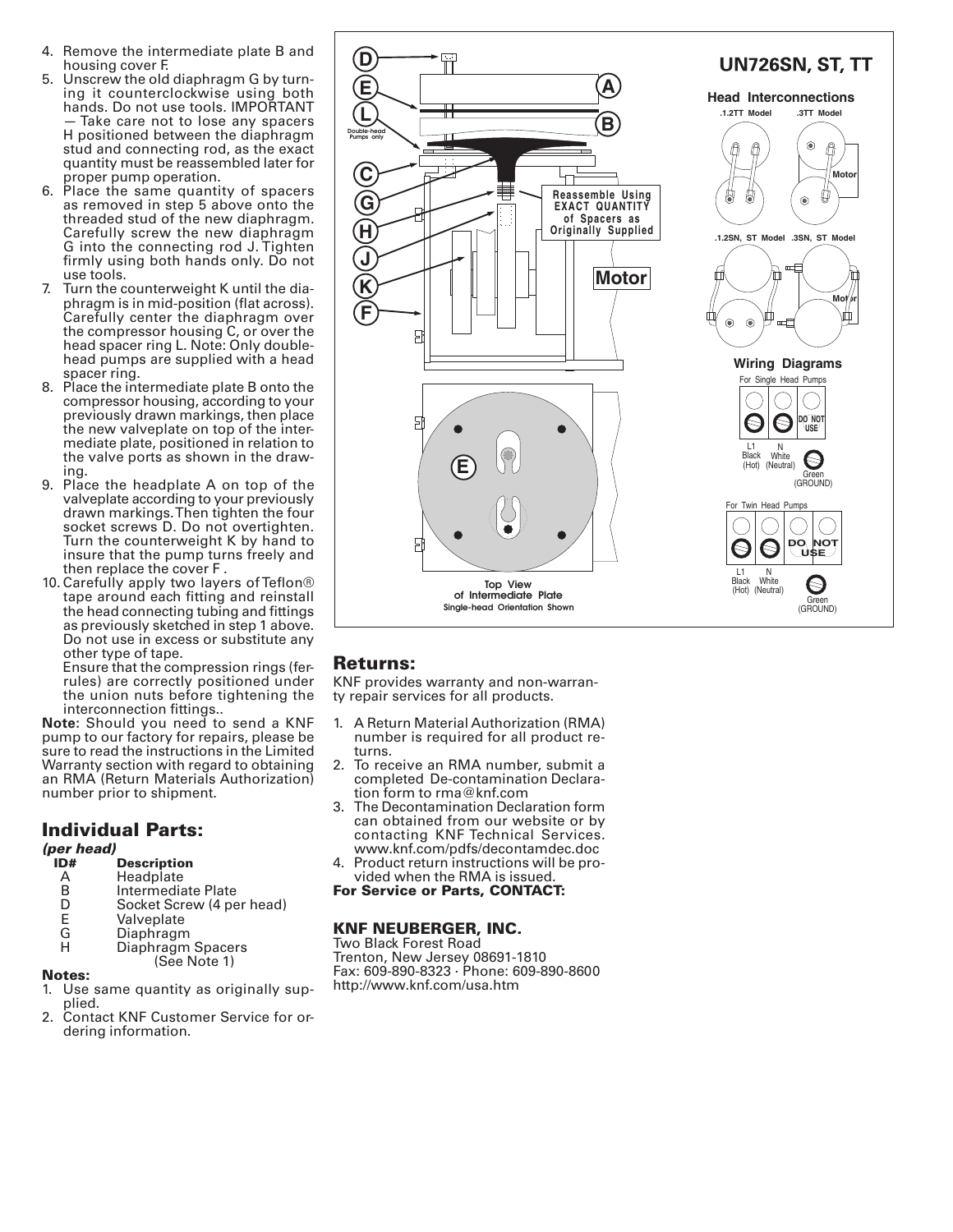4. Remove the intermediate plate B and housing cover F.
5. Unscrew the old diaphragm G by turning it counterclockwise using both hands. Do not use tools. IMPORTANT — Take care not to lose any spacers H positioned between the diaphragm stud and connecting rod, as the exact quantity must be reassembled later for proper pump operation.
6. Place the same quantity of spacers as removed in step 5 above onto the threaded stud of the new diaphragm. Carefully screw the new diaphragm G into the connecting rod J. Tighten firmly using both hands only. Do not use tools.
7. Turn the counterweight K until the diaphragm is in mid-position (flat across). Carefully center the diaphragm over the compressor housing C, or over the head spacer ring L. Note: Only double-head pumps are supplied with a head spacer ring.
8. Place the intermediate plate B onto the compressor housing, according to your previously drawn markings, then place the new valveplate on top of the intermediate plate, positioned in relation to the valve ports as shown in the drawing.
9. Place the headplate A on top of the valveplate according to your previously drawn markings. Then tighten the four socket screws D. Do not overtighten. Turn the counterweight K by hand to insure that the pump turns freely and then replace the cover F .
10. Carefully apply two layers of Teflon® tape around each fitting and reinstall the head connecting tubing and fittings as previously sketched in step 1 above. Do not use in excess or substitute any other type of tape.

    Ensure that the compression rings (ferrules) are correctly positioned under the union nuts before tightening the interconnection fittings..

**Note:** Should you need to send a KNF pump to our factory for repairs, please be sure to read the instructions in the Limited Warranty section with regard to obtaining an RMA (Return Materials Authorization) number prior to shipment.

## Individual Parts:

***(per head)***

| ID# | Description |
|---|---|
| A | Headplate |
| B | Intermediate Plate |
| D | Socket Screw (4 per head) |
| E | Valveplate |
| G | Diaphragm |
| H | Diaphragm Spacers (See Note 1) |

**Notes:**
1. Use same quantity as originally supplied.
2. Contact KNF Customer Service for ordering information.

UN726SN, ST, TT

D
E
L
Double-head Pumps only
C
G
H
J
K
F
A
B
Reassemble Using EXACT QUANTITY of Spacers as Originally Supplied
Motor

E
Top View of Intermediate Plate
Single-head Orientation Shown

Head Interconnections
.1.2TT Model
.3TT Model
Motor
.1.2SN, ST Model
.3SN, ST Model
Motor

Wiring Diagrams
For Single Head Pumps
DO NOT USE
L1 Black (Hot)
N White (Neutral)
Green (GROUND)

For Twin Head Pumps
DO NOT USE
L1 Black (Hot)
N White (Neutral)
Green (GROUND)

## Returns:

KNF provides warranty and non-warranty repair services for all products.

1. A Return Material Authorization (RMA) number is required for all product returns.
2. To receive an RMA number, submit a completed De-contamination Declaration form to rma@knf.com
3. The Decontamination Declaration form can obtained from our website or by contacting KNF Technical Services. www.knf.com/pdfs/decontamdec.doc
4. Product return instructions will be provided when the RMA is issued.

**For Service or Parts, CONTACT:**

### KNF NEUBERGER, INC.

Two Black Forest Road
Trenton, New Jersey 08691-1810
Fax: 609-890-8323 · Phone: 609-890-8600
http://www.knf.com/usa.htm